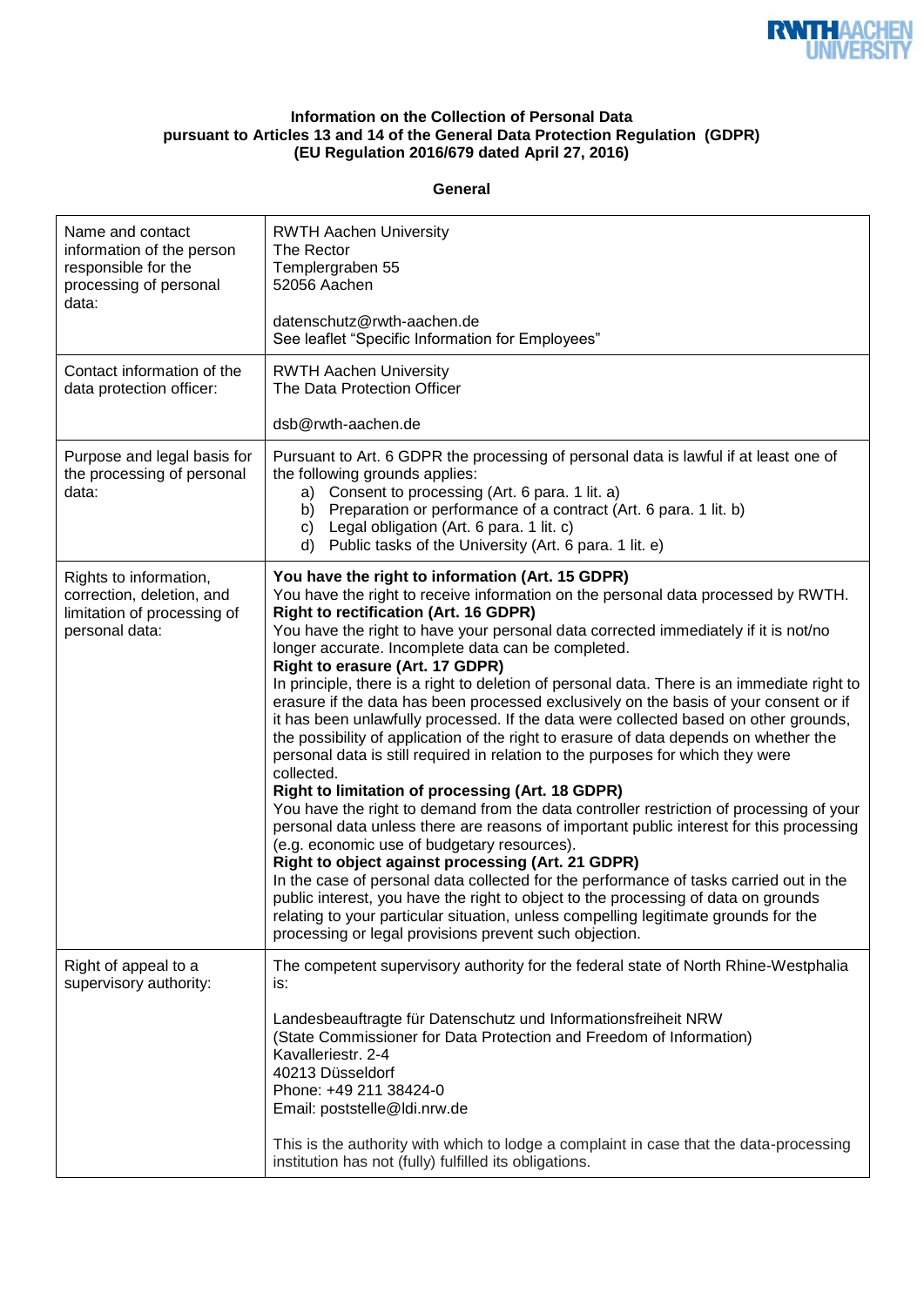**Information on the Collection of Personal Data pursuant to Articles 13 and 14 of the General Data Protection Regulation (GDPR) (EU Regulation 2016/679 dated April 27, 2016)**

**General**

| | |
|---|---|
| Name and contact information of the person responsible for the processing of personal data: | RWTH Aachen University<br>The Rector<br>Templergraben 55<br>52056 Aachen<br><br>datenschutz@rwth-aachen.de<br>See leaflet "Specific Information for Employees" |
| Contact information of the data protection officer: | RWTH Aachen University<br>The Data Protection Officer<br><br>dsb@rwth-aachen.de |
| Purpose and legal basis for the processing of personal data: | Pursuant to Art. 6 GDPR the processing of personal data is lawful if at least one of the following grounds applies:<br>a) Consent to processing (Art. 6 para. 1 lit. a)<br>b) Preparation or performance of a contract (Art. 6 para. 1 lit. b)<br>c) Legal obligation (Art. 6 para. 1 lit. c)<br>d) Public tasks of the University (Art. 6 para. 1 lit. e) |
| Rights to information, correction, deletion, and limitation of processing of personal data: | **You have the right to information (Art. 15 GDPR)**<br>You have the right to receive information on the personal data processed by RWTH.<br>**Right to rectification (Art. 16 GDPR)**<br>You have the right to have your personal data corrected immediately if it is not/no longer accurate. Incomplete data can be completed.<br>**Right to erasure (Art. 17 GDPR)**<br>In principle, there is a right to deletion of personal data. There is an immediate right to erasure if the data has been processed exclusively on the basis of your consent or if it has been unlawfully processed. If the data were collected based on other grounds, the possibility of application of the right to erasure of data depends on whether the personal data is still required in relation to the purposes for which they were collected.<br>**Right to limitation of processing (Art. 18 GDPR)**<br>You have the right to demand from the data controller restriction of processing of your personal data unless there are reasons of important public interest for this processing (e.g. economic use of budgetary resources).<br>**Right to object against processing (Art. 21 GDPR)**<br>In the case of personal data collected for the performance of tasks carried out in the public interest, you have the right to object to the processing of data on grounds relating to your particular situation, unless compelling legitimate grounds for the processing or legal provisions prevent such objection. |
| Right of appeal to a supervisory authority: | The competent supervisory authority for the federal state of North Rhine-Westphalia is:<br><br>Landesbeauftragte für Datenschutz und Informationsfreiheit NRW<br>(State Commissioner for Data Protection and Freedom of Information)<br>Kavalleriestr. 2-4<br>40213 Düsseldorf<br>Phone: +49 211 38424-0<br>Email: poststelle@ldi.nrw.de<br><br>This is the authority with which to lodge a complaint in case that the data-processing institution has not (fully) fulfilled its obligations. |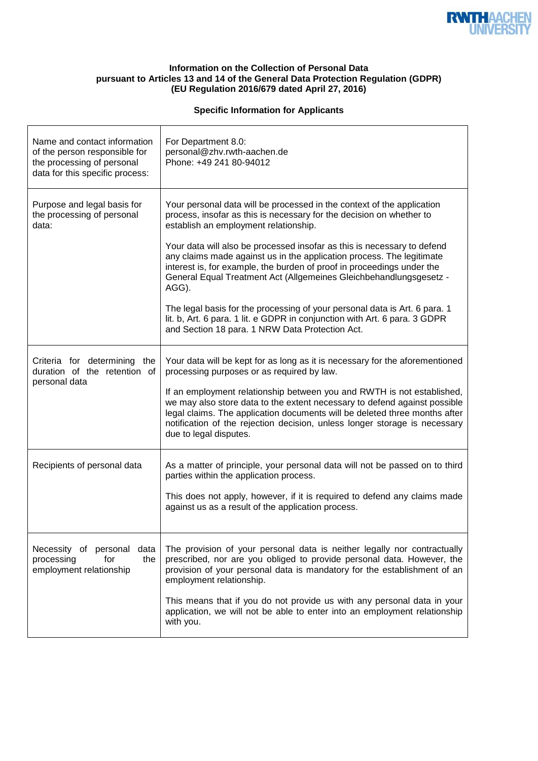**Information on the Collection of Personal Data pursuant to Articles 13 and 14 of the General Data Protection Regulation (GDPR) (EU Regulation 2016/679 dated April 27, 2016)**

**Specific Information for Applicants**

| | |
|---|---|
| Name and contact information of the person responsible for the processing of personal data for this specific process: | For Department 8.0:<br>personal@zhv.rwth-aachen.de<br>Phone: +49 241 80-94012 |
| Purpose and legal basis for the processing of personal data: | Your personal data will be processed in the context of the application process, insofar as this is necessary for the decision on whether to establish an employment relationship.<br><br>Your data will also be processed insofar as this is necessary to defend any claims made against us in the application process. The legitimate interest is, for example, the burden of proof in proceedings under the General Equal Treatment Act (Allgemeines Gleichbehandlungsgesetz - AGG).<br><br>The legal basis for the processing of your personal data is Art. 6 para. 1 lit. b, Art. 6 para. 1 lit. e GDPR in conjunction with Art. 6 para. 3 GDPR and Section 18 para. 1 NRW Data Protection Act. |
| Criteria for determining the duration of the retention of personal data | Your data will be kept for as long as it is necessary for the aforementioned processing purposes or as required by law.<br><br>If an employment relationship between you and RWTH is not established, we may also store data to the extent necessary to defend against possible legal claims. The application documents will be deleted three months after notification of the rejection decision, unless longer storage is necessary due to legal disputes. |
| Recipients of personal data | As a matter of principle, your personal data will not be passed on to third parties within the application process.<br><br>This does not apply, however, if it is required to defend any claims made against us as a result of the application process. |
| Necessity of personal data processing for the employment relationship | The provision of your personal data is neither legally nor contractually prescribed, nor are you obliged to provide personal data. However, the provision of your personal data is mandatory for the establishment of an employment relationship.<br><br>This means that if you do not provide us with any personal data in your application, we will not be able to enter into an employment relationship with you. |